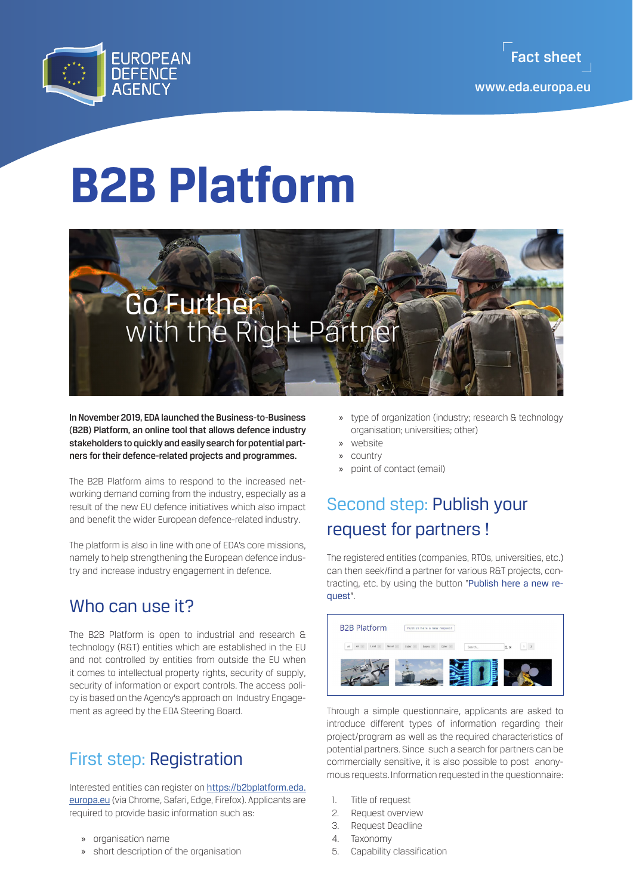# B2B Platform

Go Further
with the Right Partner

**In November 2019, EDA launched the Business-to-Business (B2B) Platform, an online tool that allows defence industry stakeholders to quickly and easily search for potential partners for their defence-related projects and programmes.**

The B2B Platform aims to respond to the increased networking demand coming from the industry, especially as a result of the new EU defence initiatives which also impact and benefit the wider European defence-related industry.

The platform is also in line with one of EDA's core missions, namely to help strengthening the European defence industry and increase industry engagement in defence.

## Who can use it?

The B2B Platform is open to industrial and research & technology (R&T) entities which are established in the EU and not controlled by entities from outside the EU when it comes to intellectual property rights, security of supply, security of information or export controls. The access policy is based on the Agency's approach on Industry Engagement as agreed by the EDA Steering Board.

## First step: Registration

Interested entities can register on [https://b2bplatform.eda.europa.eu](https://b2bplatform.eda.europa.eu) (via Chrome, Safari, Edge, Firefox). Applicants are required to provide basic information such as:

- organisation name
- short description of the organisation
- type of organization (industry; research & technology organisation; universities; other)
- website
- country
- point of contact (email)

## Second step: Publish your request for partners !

The registered entities (companies, RTOs, universities, etc.) can then seek/find a partner for various R&T projects, contracting, etc. by using the button "Publish here a new request".

Through a simple questionnaire, applicants are asked to introduce different types of information regarding their project/program as well as the required characteristics of potential partners. Since such a search for partners can be commercially sensitive, it is also possible to post anonymous requests. Information requested in the questionnaire:

1. Title of request
2. Request overview
3. Request Deadline
4. Taxonomy
5. Capability classification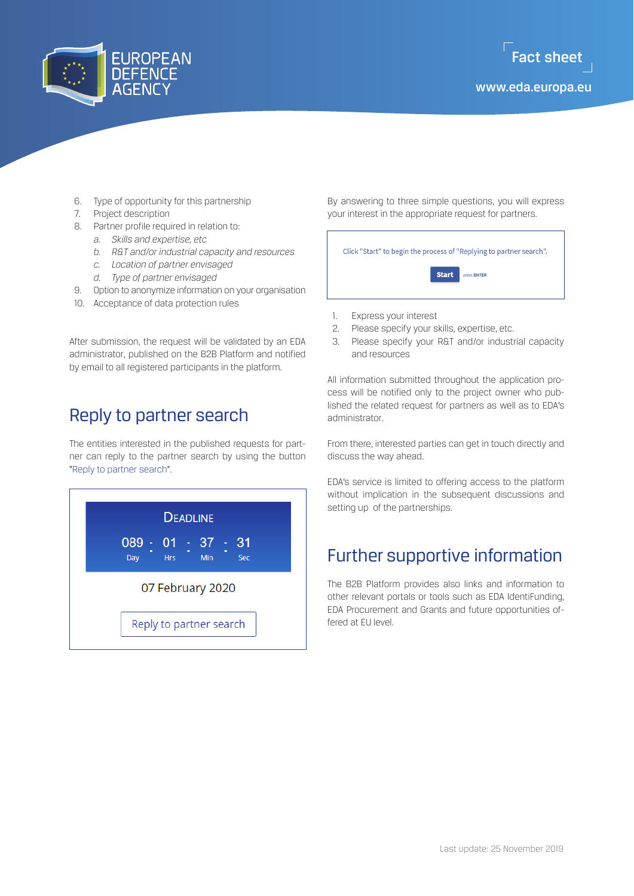6. Type of opportunity for this partnership
7. Project description
8. Partner profile required in relation to:
   a. *Skills and expertise, etc*
   b. *R&T and/or industrial capacity and resources*
   c. *Location of partner envisaged*
   d. *Type of partner envisaged*
9. Option to anonymize information on your organisation
10. Acceptance of data protection rules

After submission, the request will be validated by an EDA administrator, published on the B2B Platform and notified by email to all registered participants in the platform.

## Reply to partner search

The entities interested in the published requests for partner can reply to the partner search by using the button "Reply to partner search".

DEADLINE

089 : 01 : 37 : 31
Day Hrs Min Sec

07 February 2020

Reply to partner search

By answering to three simple questions, you will express your interest in the appropriate request for partners.

Click "Start" to begin the process of "Replying to partner search".

Start press ENTER

1. Express your interest
2. Please specify your skills, expertise, etc.
3. Please specify your R&T and/or industrial capacity and resources

All information submitted throughout the application process will be notified only to the project owner who published the related request for partners as well as to EDA's administrator.

From there, interested parties can get in touch directly and discuss the way ahead.

EDA's service is limited to offering access to the platform without implication in the subsequent discussions and setting up of the partnerships.

## Further supportive information

The B2B Platform provides also links and information to other relevant portals or tools such as EDA IdentiFunding, EDA Procurement and Grants and future opportunities offered at EU level.

Last update: 25 November 2019